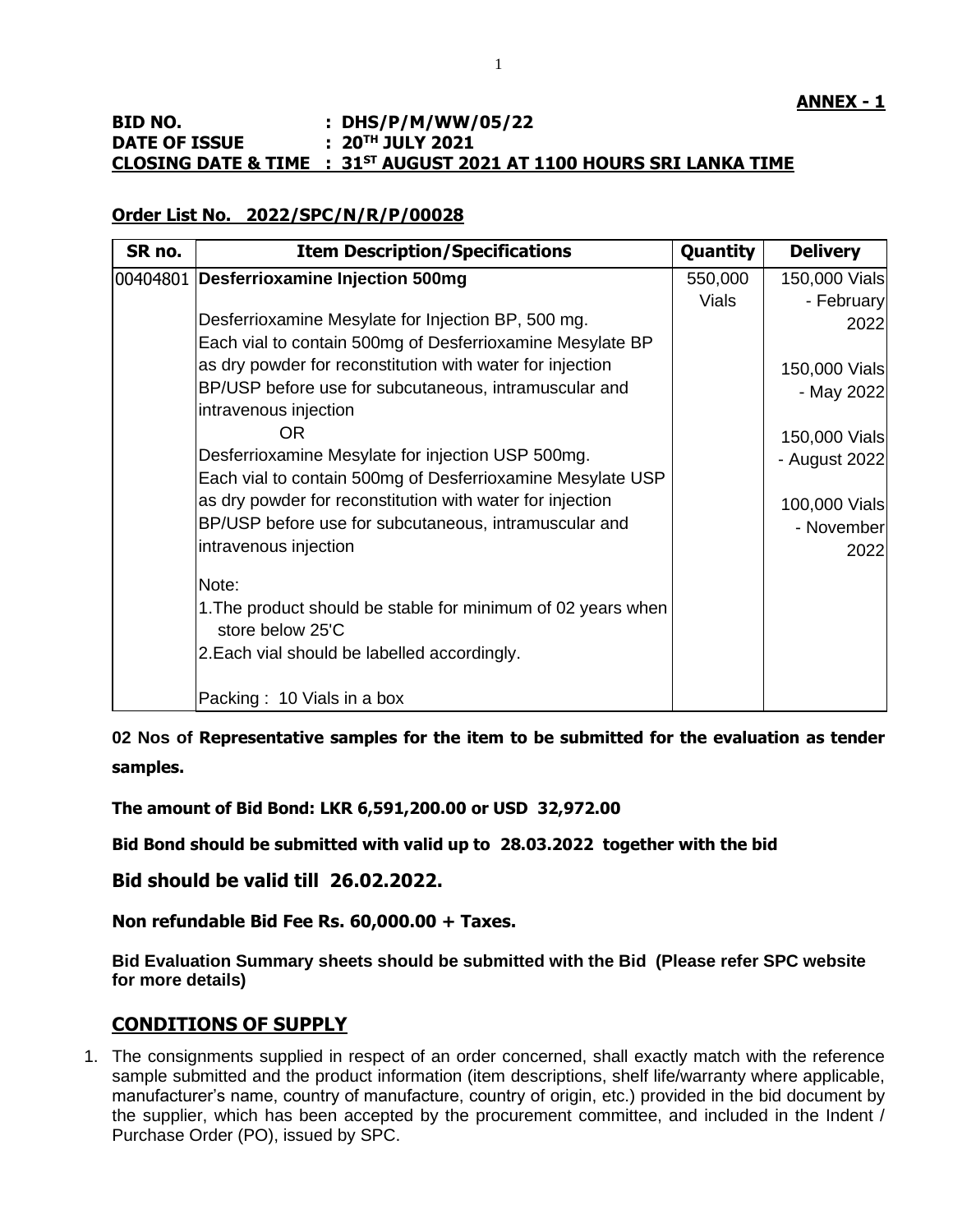**ANNEX - 1**

**BID NO. : DHS/P/M/WW/05/22**
**DATE OF ISSUE : 20TH JULY 2021**
**CLOSING DATE & TIME : 31ST AUGUST 2021 AT 1100 HOURS SRI LANKA TIME**

**Order List No. 2022/SPC/N/R/P/00028**

| SR no. | Item Description/Specifications | Quantity | Delivery |
|---|---|---|---|
| 00404801 | **Desferrioxamine Injection 500mg**<br><br>Desferrioxamine Mesylate for Injection BP, 500 mg.<br>Each vial to contain 500mg of Desferrioxamine Mesylate BP as dry powder for reconstitution with water for injection BP/USP before use for subcutaneous, intramuscular and intravenous injection<br>OR<br>Desferrioxamine Mesylate for injection USP 500mg.<br>Each vial to contain 500mg of Desferrioxamine Mesylate USP as dry powder for reconstitution with water for injection BP/USP before use for subcutaneous, intramuscular and intravenous injection<br><br>Note:<br>1.The product should be stable for minimum of 02 years when store below 25'C<br>2.Each vial should be labelled accordingly.<br><br>Packing : 10 Vials in a box | 550,000 Vials | 150,000 Vials - February 2022<br><br>150,000 Vials - May 2022<br><br>150,000 Vials - August 2022<br><br>100,000 Vials - November 2022 |

**02 Nos of Representative samples for the item to be submitted for the evaluation as tender samples.**

**The amount of Bid Bond: LKR 6,591,200.00 or USD 32,972.00**

**Bid Bond should be submitted with valid up to 28.03.2022 together with the bid**

**Bid should be valid till 26.02.2022.**

**Non refundable Bid Fee Rs. 60,000.00 + Taxes.**

**Bid Evaluation Summary sheets should be submitted with the Bid (Please refer SPC website for more details)**

## CONDITIONS OF SUPPLY

1. The consignments supplied in respect of an order concerned, shall exactly match with the reference sample submitted and the product information (item descriptions, shelf life/warranty where applicable, manufacturer's name, country of manufacture, country of origin, etc.) provided in the bid document by the supplier, which has been accepted by the procurement committee, and included in the Indent / Purchase Order (PO), issued by SPC.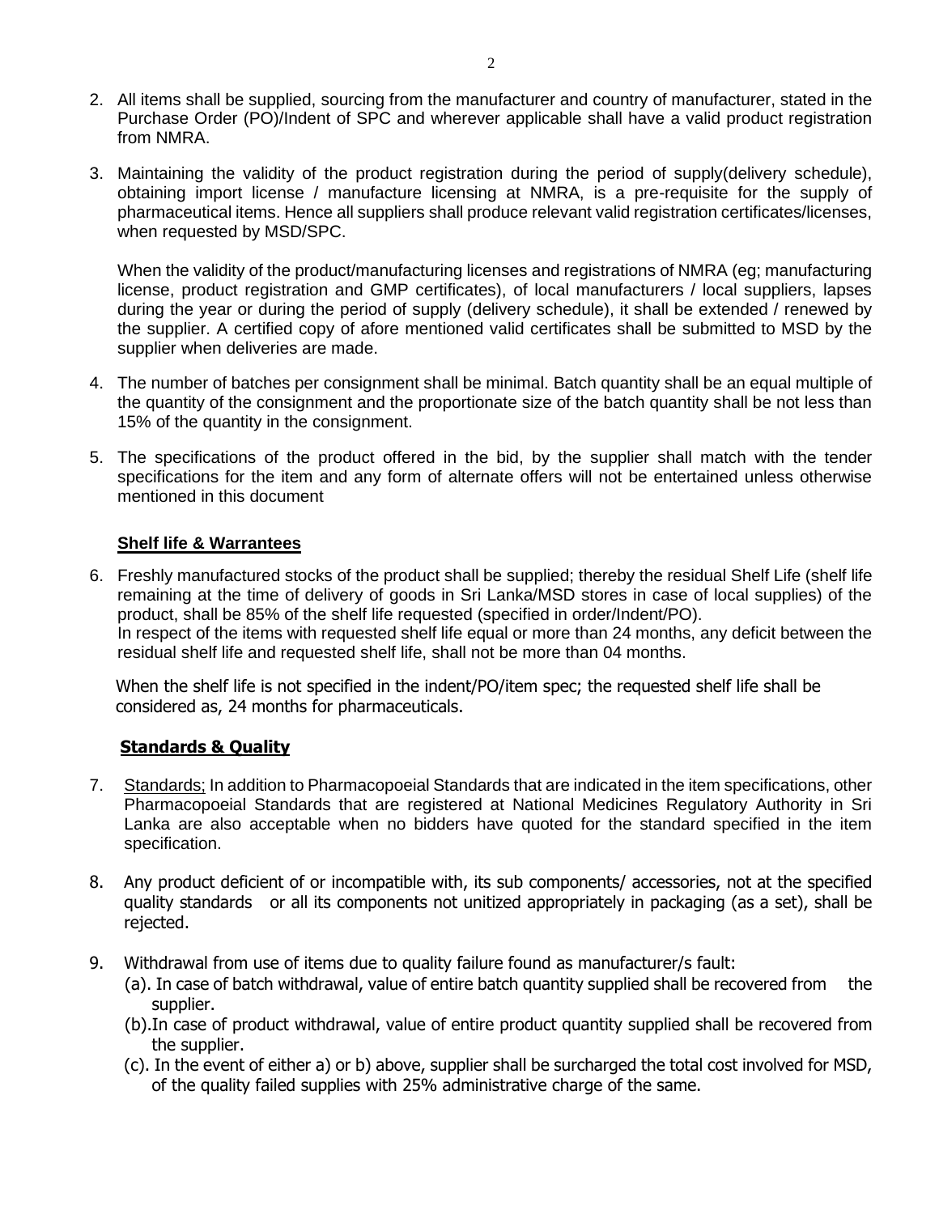2. All items shall be supplied, sourcing from the manufacturer and country of manufacturer, stated in the Purchase Order (PO)/Indent of SPC and wherever applicable shall have a valid product registration from NMRA.

3. Maintaining the validity of the product registration during the period of supply(delivery schedule), obtaining import license / manufacture licensing at NMRA, is a pre-requisite for the supply of pharmaceutical items. Hence all suppliers shall produce relevant valid registration certificates/licenses, when requested by MSD/SPC.

   When the validity of the product/manufacturing licenses and registrations of NMRA (eg; manufacturing license, product registration and GMP certificates), of local manufacturers / local suppliers, lapses during the year or during the period of supply (delivery schedule), it shall be extended / renewed by the supplier. A certified copy of afore mentioned valid certificates shall be submitted to MSD by the supplier when deliveries are made.

4. The number of batches per consignment shall be minimal. Batch quantity shall be an equal multiple of the quantity of the consignment and the proportionate size of the batch quantity shall be not less than 15% of the quantity in the consignment.

5. The specifications of the product offered in the bid, by the supplier shall match with the tender specifications for the item and any form of alternate offers will not be entertained unless otherwise mentioned in this document

**Shelf life & Warrantees**

6. Freshly manufactured stocks of the product shall be supplied; thereby the residual Shelf Life (shelf life remaining at the time of delivery of goods in Sri Lanka/MSD stores in case of local supplies) of the product, shall be 85% of the shelf life requested (specified in order/Indent/PO).
   In respect of the items with requested shelf life equal or more than 24 months, any deficit between the residual shelf life and requested shelf life, shall not be more than 04 months.

   When the shelf life is not specified in the indent/PO/item spec; the requested shelf life shall be considered as, 24 months for pharmaceuticals.

**Standards & Quality**

7. Standards; In addition to Pharmacopoeial Standards that are indicated in the item specifications, other Pharmacopoeial Standards that are registered at National Medicines Regulatory Authority in Sri Lanka are also acceptable when no bidders have quoted for the standard specified in the item specification.

8. Any product deficient of or incompatible with, its sub components/ accessories, not at the specified quality standards or all its components not unitized appropriately in packaging (as a set), shall be rejected.

9. Withdrawal from use of items due to quality failure found as manufacturer/s fault:
   (a). In case of batch withdrawal, value of entire batch quantity supplied shall be recovered from the supplier.
   (b).In case of product withdrawal, value of entire product quantity supplied shall be recovered from the supplier.
   (c). In the event of either a) or b) above, supplier shall be surcharged the total cost involved for MSD, of the quality failed supplies with 25% administrative charge of the same.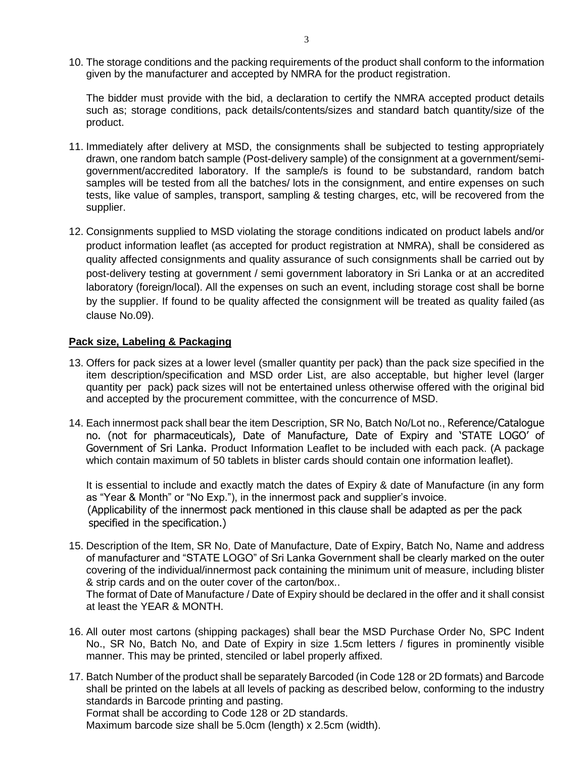10. The storage conditions and the packing requirements of the product shall conform to the information given by the manufacturer and accepted by NMRA for the product registration.

    The bidder must provide with the bid, a declaration to certify the NMRA accepted product details such as; storage conditions, pack details/contents/sizes and standard batch quantity/size of the product.

11. Immediately after delivery at MSD, the consignments shall be subjected to testing appropriately drawn, one random batch sample (Post-delivery sample) of the consignment at a government/semi-government/accredited laboratory. If the sample/s is found to be substandard, random batch samples will be tested from all the batches/ lots in the consignment, and entire expenses on such tests, like value of samples, transport, sampling & testing charges, etc, will be recovered from the supplier.

12. Consignments supplied to MSD violating the storage conditions indicated on product labels and/or product information leaflet (as accepted for product registration at NMRA), shall be considered as quality affected consignments and quality assurance of such consignments shall be carried out by post-delivery testing at government / semi government laboratory in Sri Lanka or at an accredited laboratory (foreign/local). All the expenses on such an event, including storage cost shall be borne by the supplier. If found to be quality affected the consignment will be treated as quality failed (as clause No.09).

**Pack size, Labeling & Packaging**

13. Offers for pack sizes at a lower level (smaller quantity per pack) than the pack size specified in the item description/specification and MSD order List, are also acceptable, but higher level (larger quantity per pack) pack sizes will not be entertained unless otherwise offered with the original bid and accepted by the procurement committee, with the concurrence of MSD.

14. Each innermost pack shall bear the item Description, SR No, Batch No/Lot no., Reference/Catalogue no. (not for pharmaceuticals), Date of Manufacture, Date of Expiry and 'STATE LOGO' of Government of Sri Lanka. Product Information Leaflet to be included with each pack. (A package which contain maximum of 50 tablets in blister cards should contain one information leaflet).

    It is essential to include and exactly match the dates of Expiry & date of Manufacture (in any form as "Year & Month" or "No Exp."), in the innermost pack and supplier's invoice.
    (Applicability of the innermost pack mentioned in this clause shall be adapted as per the pack specified in the specification.)

15. Description of the Item, SR No, Date of Manufacture, Date of Expiry, Batch No, Name and address of manufacturer and "STATE LOGO" of Sri Lanka Government shall be clearly marked on the outer covering of the individual/innermost pack containing the minimum unit of measure, including blister & strip cards and on the outer cover of the carton/box..
    The format of Date of Manufacture / Date of Expiry should be declared in the offer and it shall consist at least the YEAR & MONTH.

16. All outer most cartons (shipping packages) shall bear the MSD Purchase Order No, SPC Indent No., SR No, Batch No, and Date of Expiry in size 1.5cm letters / figures in prominently visible manner. This may be printed, stenciled or label properly affixed.

17. Batch Number of the product shall be separately Barcoded (in Code 128 or 2D formats) and Barcode shall be printed on the labels at all levels of packing as described below, conforming to the industry standards in Barcode printing and pasting.
    Format shall be according to Code 128 or 2D standards.
    Maximum barcode size shall be 5.0cm (length) x 2.5cm (width).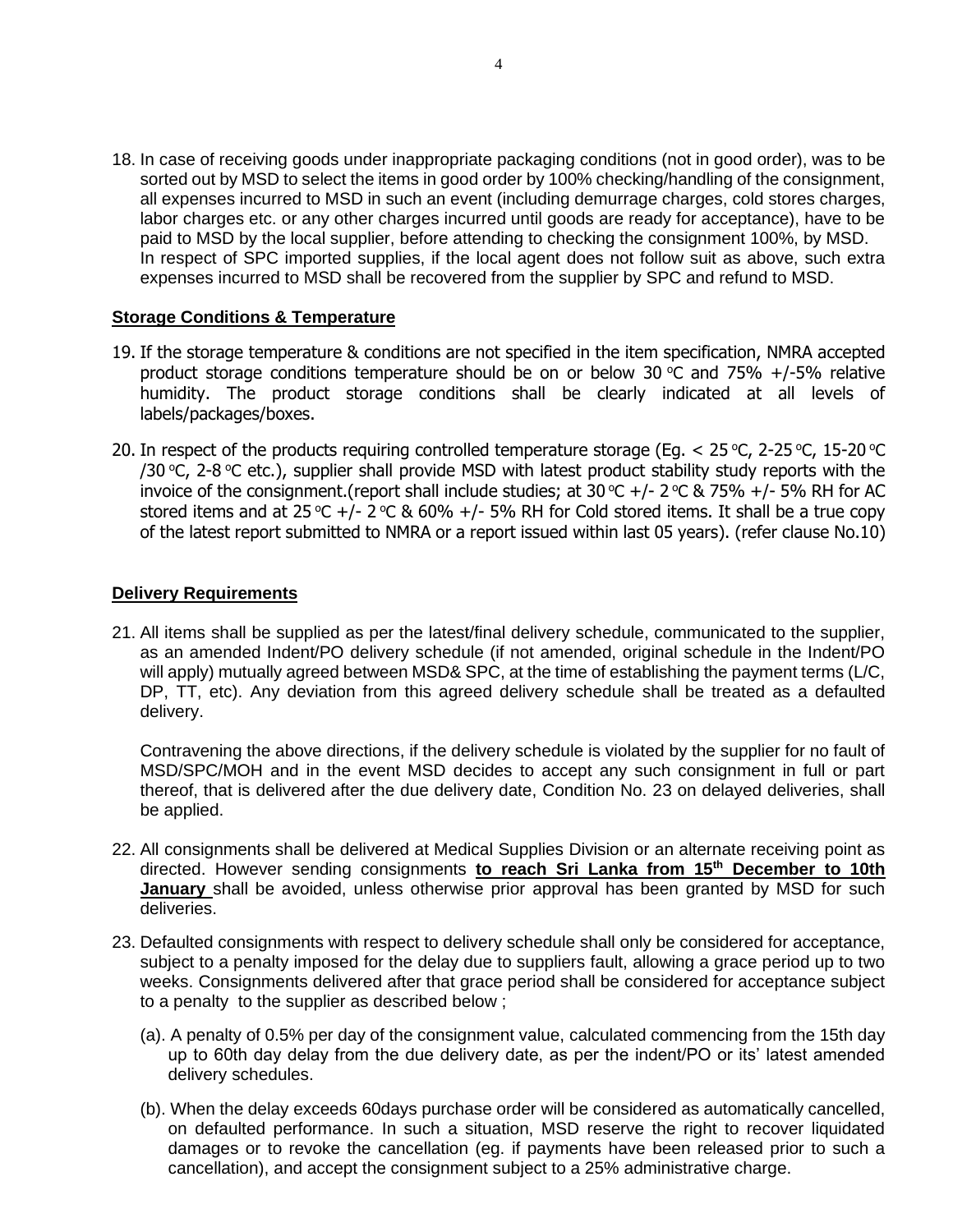18. In case of receiving goods under inappropriate packaging conditions (not in good order), was to be sorted out by MSD to select the items in good order by 100% checking/handling of the consignment, all expenses incurred to MSD in such an event (including demurrage charges, cold stores charges, labor charges etc. or any other charges incurred until goods are ready for acceptance), have to be paid to MSD by the local supplier, before attending to checking the consignment 100%, by MSD. In respect of SPC imported supplies, if the local agent does not follow suit as above, such extra expenses incurred to MSD shall be recovered from the supplier by SPC and refund to MSD.

## Storage Conditions & Temperature

19. If the storage temperature & conditions are not specified in the item specification, NMRA accepted product storage conditions temperature should be on or below 30 °C and 75% +/-5% relative humidity. The product storage conditions shall be clearly indicated at all levels of labels/packages/boxes.

20. In respect of the products requiring controlled temperature storage (Eg. < 25 °C, 2-25 °C, 15-20 °C /30 °C, 2-8 °C etc.), supplier shall provide MSD with latest product stability study reports with the invoice of the consignment.(report shall include studies; at 30 °C +/- 2 °C & 75% +/- 5% RH for AC stored items and at 25 °C +/- 2 °C & 60% +/- 5% RH for Cold stored items. It shall be a true copy of the latest report submitted to NMRA or a report issued within last 05 years). (refer clause No.10)

## Delivery Requirements

21. All items shall be supplied as per the latest/final delivery schedule, communicated to the supplier, as an amended Indent/PO delivery schedule (if not amended, original schedule in the Indent/PO will apply) mutually agreed between MSD& SPC, at the time of establishing the payment terms (L/C, DP, TT, etc). Any deviation from this agreed delivery schedule shall be treated as a defaulted delivery.

    Contravening the above directions, if the delivery schedule is violated by the supplier for no fault of MSD/SPC/MOH and in the event MSD decides to accept any such consignment in full or part thereof, that is delivered after the due delivery date, Condition No. 23 on delayed deliveries, shall be applied.

22. All consignments shall be delivered at Medical Supplies Division or an alternate receiving point as directed. However sending consignments **to reach Sri Lanka from 15th December to 10th January** shall be avoided, unless otherwise prior approval has been granted by MSD for such deliveries.

23. Defaulted consignments with respect to delivery schedule shall only be considered for acceptance, subject to a penalty imposed for the delay due to suppliers fault, allowing a grace period up to two weeks. Consignments delivered after that grace period shall be considered for acceptance subject to a penalty to the supplier as described below ;

    (a). A penalty of 0.5% per day of the consignment value, calculated commencing from the 15th day up to 60th day delay from the due delivery date, as per the indent/PO or its' latest amended delivery schedules.

    (b). When the delay exceeds 60days purchase order will be considered as automatically cancelled, on defaulted performance. In such a situation, MSD reserve the right to recover liquidated damages or to revoke the cancellation (eg. if payments have been released prior to such a cancellation), and accept the consignment subject to a 25% administrative charge.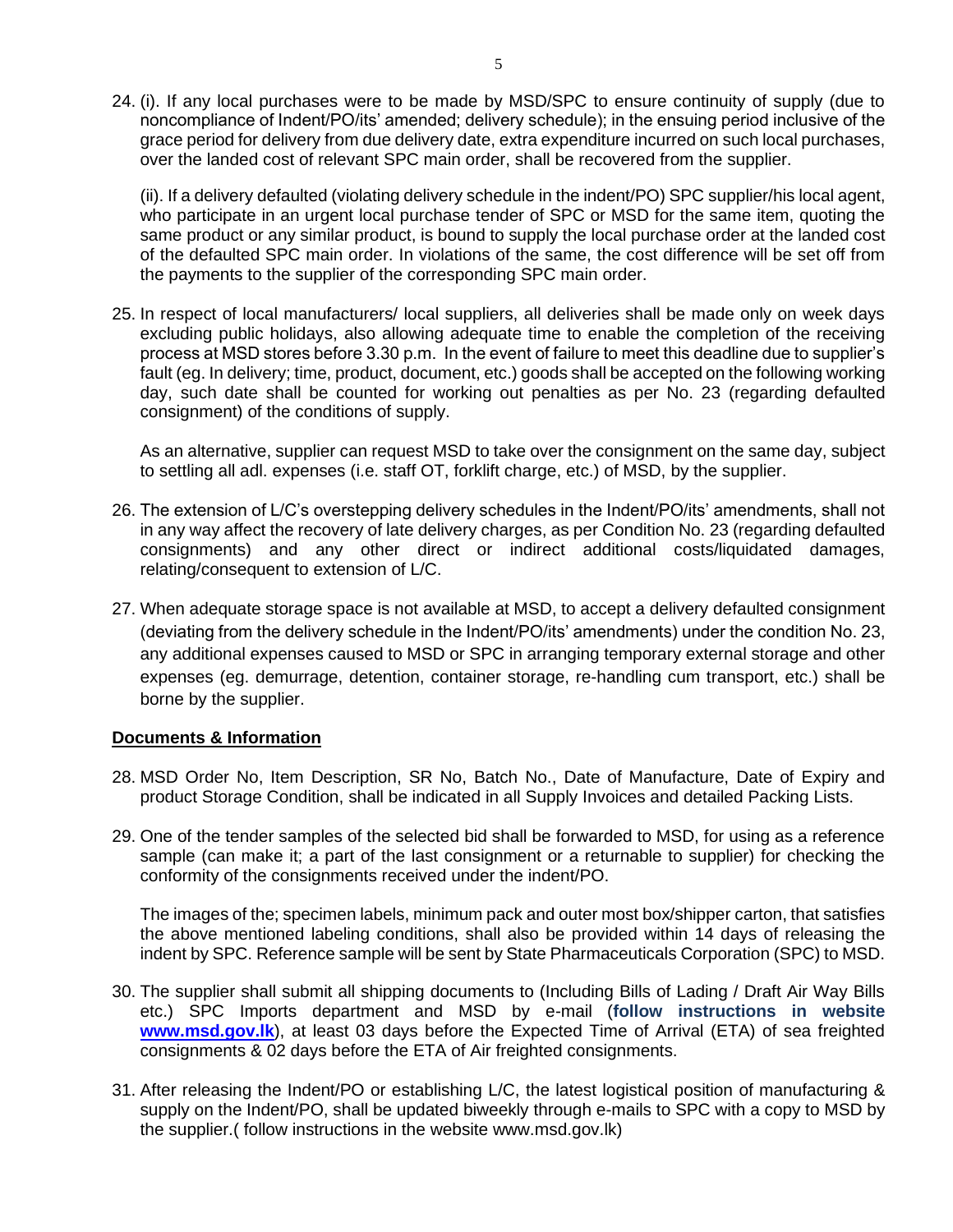24. (i). If any local purchases were to be made by MSD/SPC to ensure continuity of supply (due to noncompliance of Indent/PO/its' amended; delivery schedule); in the ensuing period inclusive of the grace period for delivery from due delivery date, extra expenditure incurred on such local purchases, over the landed cost of relevant SPC main order, shall be recovered from the supplier.

    (ii). If a delivery defaulted (violating delivery schedule in the indent/PO) SPC supplier/his local agent, who participate in an urgent local purchase tender of SPC or MSD for the same item, quoting the same product or any similar product, is bound to supply the local purchase order at the landed cost of the defaulted SPC main order. In violations of the same, the cost difference will be set off from the payments to the supplier of the corresponding SPC main order.

25. In respect of local manufacturers/ local suppliers, all deliveries shall be made only on week days excluding public holidays, also allowing adequate time to enable the completion of the receiving process at MSD stores before 3.30 p.m. In the event of failure to meet this deadline due to supplier's fault (eg. In delivery; time, product, document, etc.) goods shall be accepted on the following working day, such date shall be counted for working out penalties as per No. 23 (regarding defaulted consignment) of the conditions of supply.

    As an alternative, supplier can request MSD to take over the consignment on the same day, subject to settling all adl. expenses (i.e. staff OT, forklift charge, etc.) of MSD, by the supplier.

26. The extension of L/C's overstepping delivery schedules in the Indent/PO/its' amendments, shall not in any way affect the recovery of late delivery charges, as per Condition No. 23 (regarding defaulted consignments) and any other direct or indirect additional costs/liquidated damages, relating/consequent to extension of L/C.

27. When adequate storage space is not available at MSD, to accept a delivery defaulted consignment (deviating from the delivery schedule in the Indent/PO/its' amendments) under the condition No. 23, any additional expenses caused to MSD or SPC in arranging temporary external storage and other expenses (eg. demurrage, detention, container storage, re-handling cum transport, etc.) shall be borne by the supplier.

**Documents & Information**

28. MSD Order No, Item Description, SR No, Batch No., Date of Manufacture, Date of Expiry and product Storage Condition, shall be indicated in all Supply Invoices and detailed Packing Lists.

29. One of the tender samples of the selected bid shall be forwarded to MSD, for using as a reference sample (can make it; a part of the last consignment or a returnable to supplier) for checking the conformity of the consignments received under the indent/PO.

    The images of the; specimen labels, minimum pack and outer most box/shipper carton, that satisfies the above mentioned labeling conditions, shall also be provided within 14 days of releasing the indent by SPC. Reference sample will be sent by State Pharmaceuticals Corporation (SPC) to MSD.

30. The supplier shall submit all shipping documents to (Including Bills of Lading / Draft Air Way Bills etc.) SPC Imports department and MSD by e-mail (**follow instructions in website [www.msd.gov.lk](http://www.msd.gov.lk)**), at least 03 days before the Expected Time of Arrival (ETA) of sea freighted consignments & 02 days before the ETA of Air freighted consignments.

31. After releasing the Indent/PO or establishing L/C, the latest logistical position of manufacturing & supply on the Indent/PO, shall be updated biweekly through e-mails to SPC with a copy to MSD by the supplier.( follow instructions in the website www.msd.gov.lk)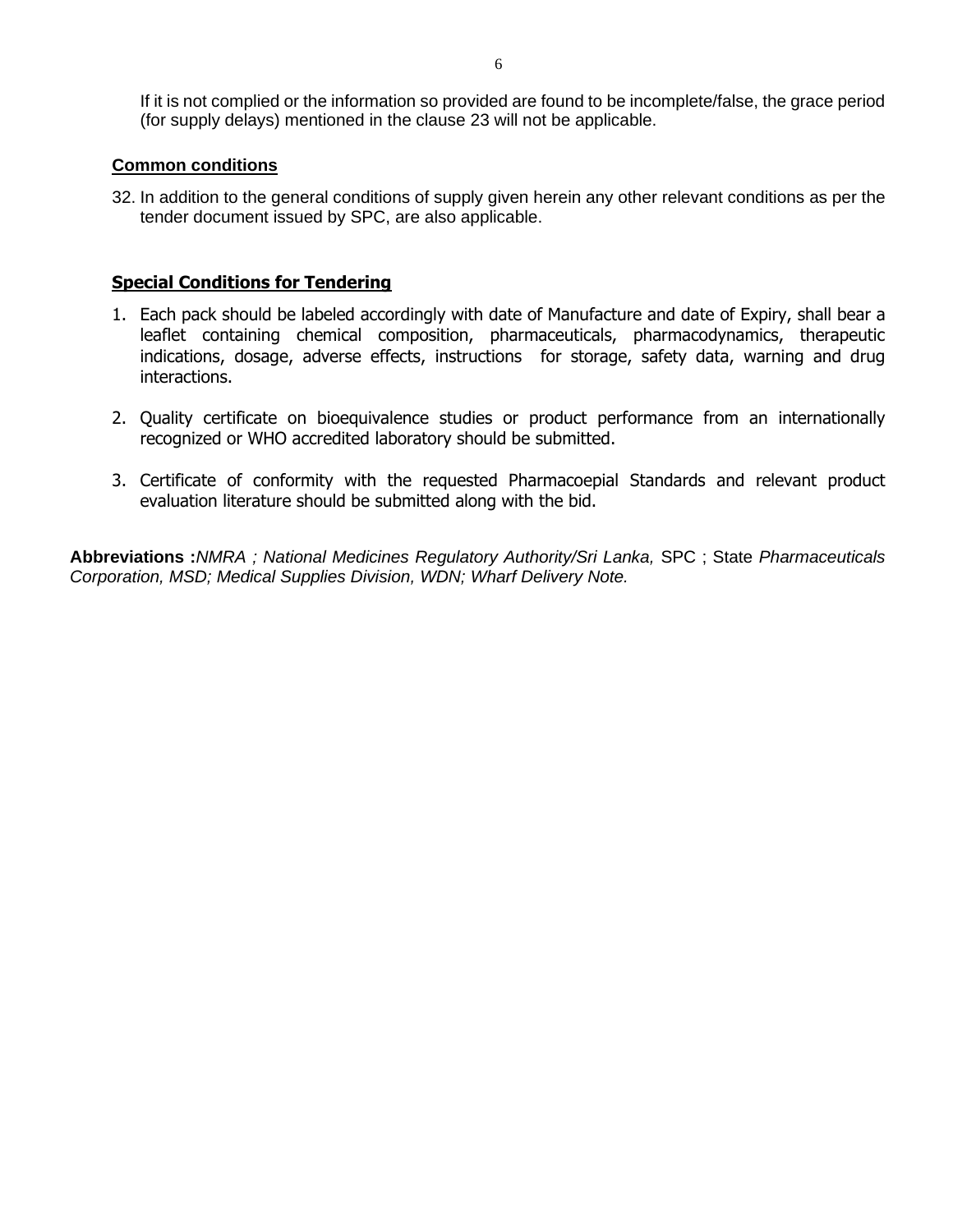If it is not complied or the information so provided are found to be incomplete/false, the grace period (for supply delays) mentioned in the clause 23 will not be applicable.

## Common conditions

32. In addition to the general conditions of supply given herein any other relevant conditions as per the tender document issued by SPC, are also applicable.

## Special Conditions for Tendering

1. Each pack should be labeled accordingly with date of Manufacture and date of Expiry, shall bear a leaflet containing chemical composition, pharmaceuticals, pharmacodynamics, therapeutic indications, dosage, adverse effects, instructions for storage, safety data, warning and drug interactions.

2. Quality certificate on bioequivalence studies or product performance from an internationally recognized or WHO accredited laboratory should be submitted.

3. Certificate of conformity with the requested Pharmacoepial Standards and relevant product evaluation literature should be submitted along with the bid.

**Abbreviations :***NMRA ; National Medicines Regulatory Authority/Sri Lanka,* SPC ; State *Pharmaceuticals Corporation, MSD; Medical Supplies Division, WDN; Wharf Delivery Note.*